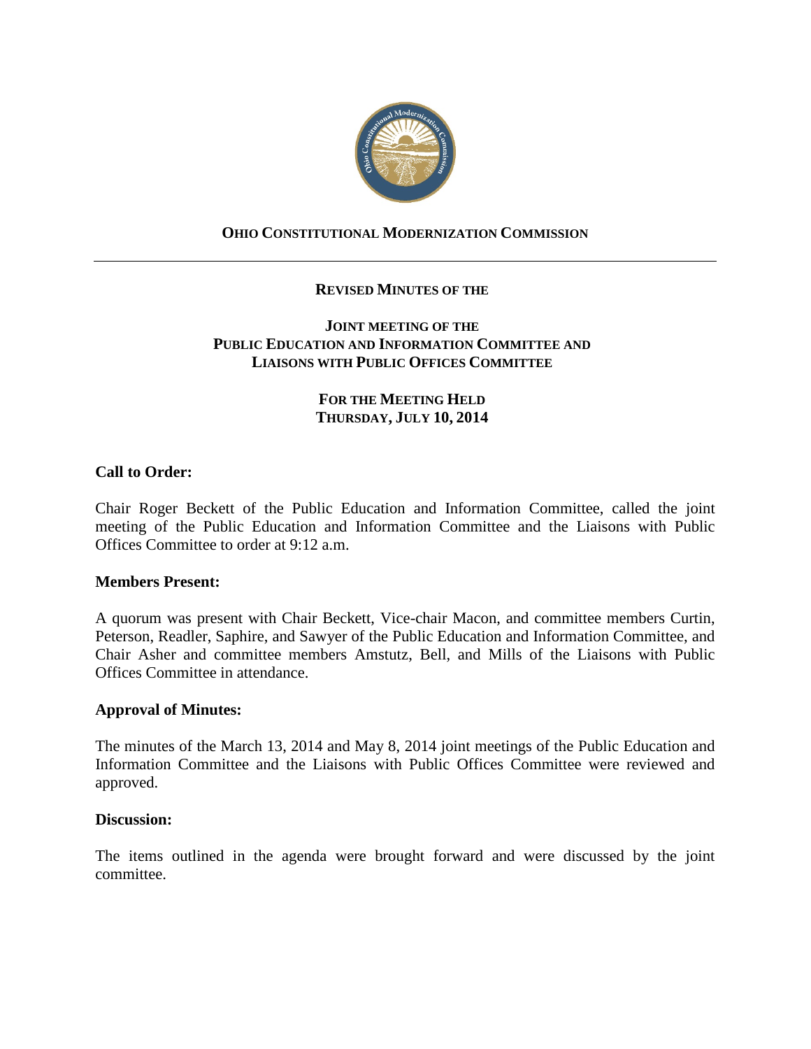**OHIO CONSTITUTIONAL MODERNIZATION COMMISSION**

---

**REVISED MINUTES OF THE**

**JOINT MEETING OF THE**
**PUBLIC EDUCATION AND INFORMATION COMMITTEE AND**
**LIAISONS WITH PUBLIC OFFICES COMMITTEE**

**FOR THE MEETING HELD**
**THURSDAY, JULY 10, 2014**

## Call to Order:

Chair Roger Beckett of the Public Education and Information Committee, called the joint meeting of the Public Education and Information Committee and the Liaisons with Public Offices Committee to order at 9:12 a.m.

## Members Present:

A quorum was present with Chair Beckett, Vice-chair Macon, and committee members Curtin, Peterson, Readler, Saphire, and Sawyer of the Public Education and Information Committee, and Chair Asher and committee members Amstutz, Bell, and Mills of the Liaisons with Public Offices Committee in attendance.

## Approval of Minutes:

The minutes of the March 13, 2014 and May 8, 2014 joint meetings of the Public Education and Information Committee and the Liaisons with Public Offices Committee were reviewed and approved.

## Discussion:

The items outlined in the agenda were brought forward and were discussed by the joint committee.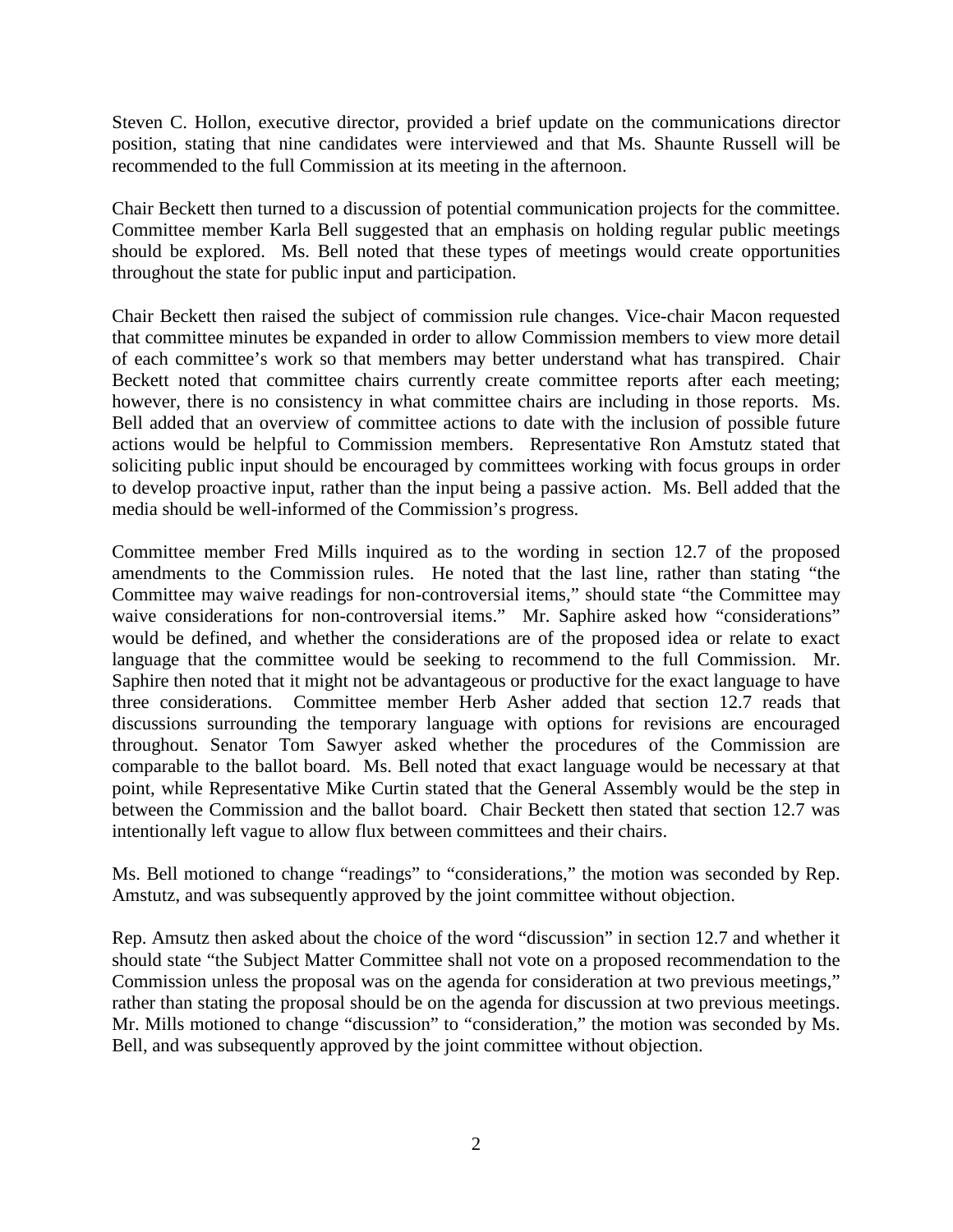Steven C. Hollon, executive director, provided a brief update on the communications director position, stating that nine candidates were interviewed and that Ms. Shaunte Russell will be recommended to the full Commission at its meeting in the afternoon.

Chair Beckett then turned to a discussion of potential communication projects for the committee. Committee member Karla Bell suggested that an emphasis on holding regular public meetings should be explored. Ms. Bell noted that these types of meetings would create opportunities throughout the state for public input and participation.

Chair Beckett then raised the subject of commission rule changes. Vice-chair Macon requested that committee minutes be expanded in order to allow Commission members to view more detail of each committee's work so that members may better understand what has transpired. Chair Beckett noted that committee chairs currently create committee reports after each meeting; however, there is no consistency in what committee chairs are including in those reports. Ms. Bell added that an overview of committee actions to date with the inclusion of possible future actions would be helpful to Commission members. Representative Ron Amstutz stated that soliciting public input should be encouraged by committees working with focus groups in order to develop proactive input, rather than the input being a passive action. Ms. Bell added that the media should be well-informed of the Commission's progress.

Committee member Fred Mills inquired as to the wording in section 12.7 of the proposed amendments to the Commission rules. He noted that the last line, rather than stating "the Committee may waive readings for non-controversial items," should state "the Committee may waive considerations for non-controversial items." Mr. Saphire asked how "considerations" would be defined, and whether the considerations are of the proposed idea or relate to exact language that the committee would be seeking to recommend to the full Commission. Mr. Saphire then noted that it might not be advantageous or productive for the exact language to have three considerations. Committee member Herb Asher added that section 12.7 reads that discussions surrounding the temporary language with options for revisions are encouraged throughout. Senator Tom Sawyer asked whether the procedures of the Commission are comparable to the ballot board. Ms. Bell noted that exact language would be necessary at that point, while Representative Mike Curtin stated that the General Assembly would be the step in between the Commission and the ballot board. Chair Beckett then stated that section 12.7 was intentionally left vague to allow flux between committees and their chairs.

Ms. Bell motioned to change "readings" to "considerations," the motion was seconded by Rep. Amstutz, and was subsequently approved by the joint committee without objection.

Rep. Amsutz then asked about the choice of the word "discussion" in section 12.7 and whether it should state "the Subject Matter Committee shall not vote on a proposed recommendation to the Commission unless the proposal was on the agenda for consideration at two previous meetings," rather than stating the proposal should be on the agenda for discussion at two previous meetings. Mr. Mills motioned to change "discussion" to "consideration," the motion was seconded by Ms. Bell, and was subsequently approved by the joint committee without objection.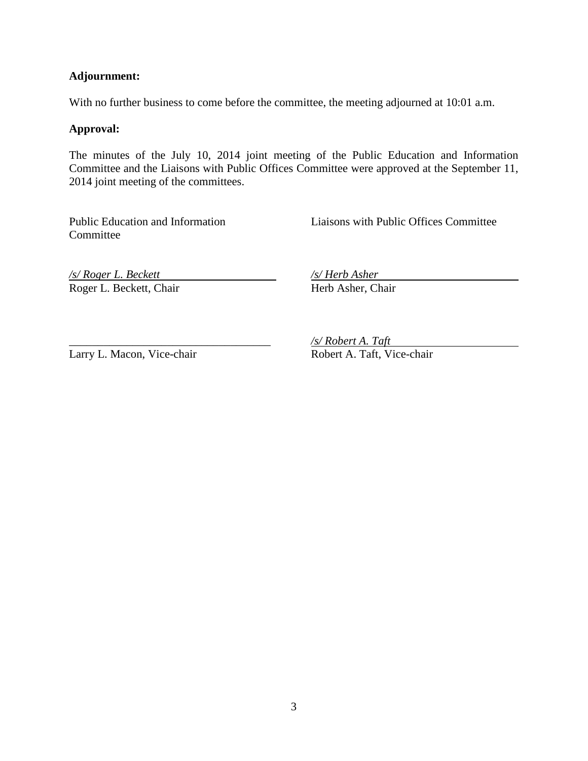**Adjournment:**

With no further business to come before the committee, the meeting adjourned at 10:01 a.m.

**Approval:**

The minutes of the July 10, 2014 joint meeting of the Public Education and Information Committee and the Liaisons with Public Offices Committee were approved at the September 11, 2014 joint meeting of the committees.

Public Education and Information Committee

*/s/ Roger L. Beckett*
Roger L. Beckett, Chair

_______________________________
Larry L. Macon, Vice-chair

Liaisons with Public Offices Committee

*/s/ Herb Asher*
Herb Asher, Chair

*/s/ Robert A. Taft*
Robert A. Taft, Vice-chair